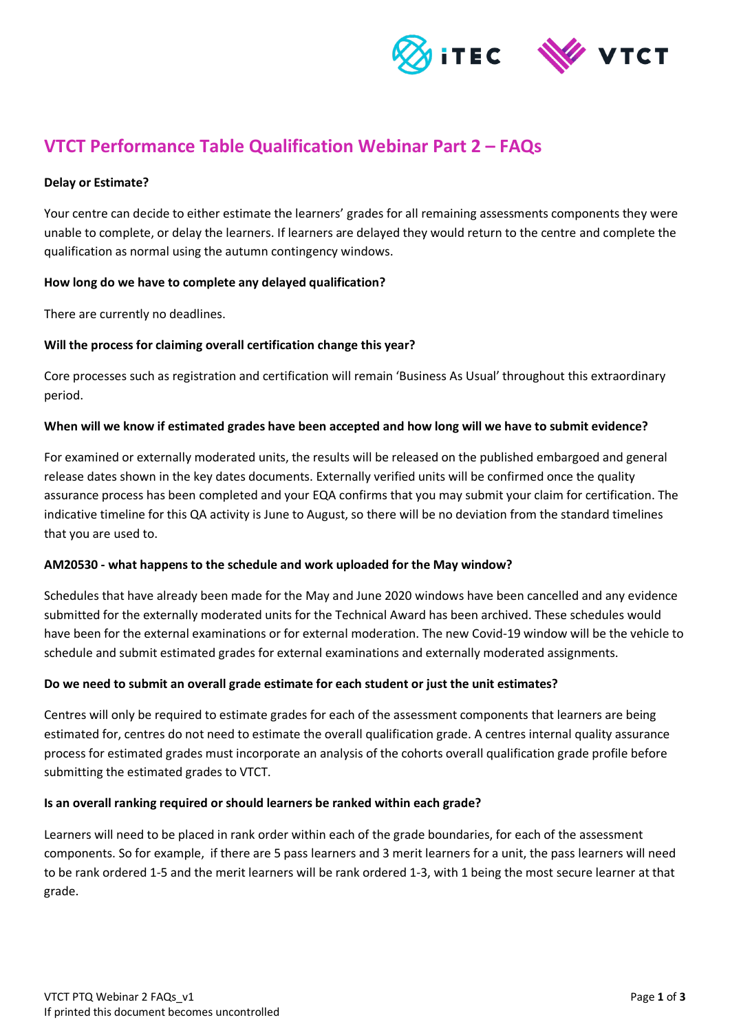# VTCT Performance Table Qualification Webinar Part 2 – FAQs

**Delay or Estimate?**

Your centre can decide to either estimate the learners' grades for all remaining assessments components they were unable to complete, or delay the learners. If learners are delayed they would return to the centre and complete the qualification as normal using the autumn contingency windows.

**How long do we have to complete any delayed qualification?**

There are currently no deadlines.

**Will the process for claiming overall certification change this year?**

Core processes such as registration and certification will remain 'Business As Usual' throughout this extraordinary period.

**When will we know if estimated grades have been accepted and how long will we have to submit evidence?**

For examined or externally moderated units, the results will be released on the published embargoed and general release dates shown in the key dates documents. Externally verified units will be confirmed once the quality assurance process has been completed and your EQA confirms that you may submit your claim for certification. The indicative timeline for this QA activity is June to August, so there will be no deviation from the standard timelines that you are used to.

**AM20530 - what happens to the schedule and work uploaded for the May window?**

Schedules that have already been made for the May and June 2020 windows have been cancelled and any evidence submitted for the externally moderated units for the Technical Award has been archived. These schedules would have been for the external examinations or for external moderation. The new Covid-19 window will be the vehicle to schedule and submit estimated grades for external examinations and externally moderated assignments.

**Do we need to submit an overall grade estimate for each student or just the unit estimates?**

Centres will only be required to estimate grades for each of the assessment components that learners are being estimated for, centres do not need to estimate the overall qualification grade. A centres internal quality assurance process for estimated grades must incorporate an analysis of the cohorts overall qualification grade profile before submitting the estimated grades to VTCT.

**Is an overall ranking required or should learners be ranked within each grade?**

Learners will need to be placed in rank order within each of the grade boundaries, for each of the assessment components. So for example, if there are 5 pass learners and 3 merit learners for a unit, the pass learners will need to be rank ordered 1-5 and the merit learners will be rank ordered 1-3, with 1 being the most secure learner at that grade.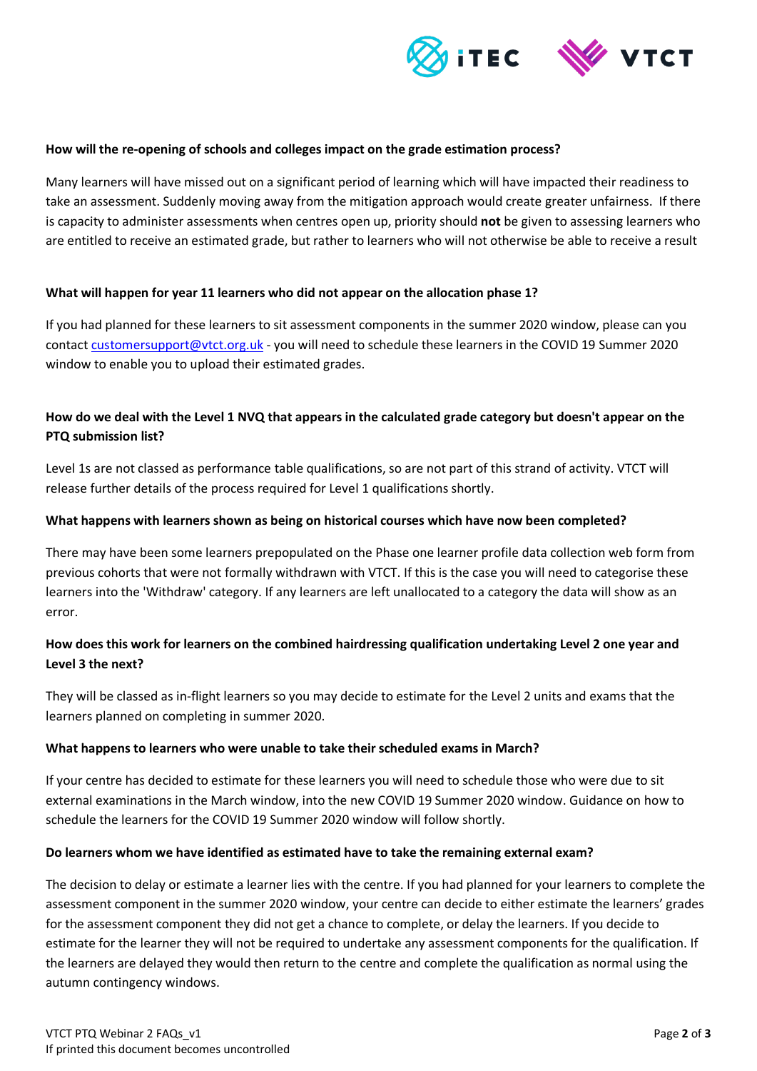**How will the re-opening of schools and colleges impact on the grade estimation process?**

Many learners will have missed out on a significant period of learning which will have impacted their readiness to take an assessment. Suddenly moving away from the mitigation approach would create greater unfairness. If there is capacity to administer assessments when centres open up, priority should **not** be given to assessing learners who are entitled to receive an estimated grade, but rather to learners who will not otherwise be able to receive a result

**What will happen for year 11 learners who did not appear on the allocation phase 1?**

If you had planned for these learners to sit assessment components in the summer 2020 window, please can you contact [customersupport@vtct.org.uk](mailto:customersupport@vtct.org.uk) - you will need to schedule these learners in the COVID 19 Summer 2020 window to enable you to upload their estimated grades.

**How do we deal with the Level 1 NVQ that appears in the calculated grade category but doesn't appear on the PTQ submission list?**

Level 1s are not classed as performance table qualifications, so are not part of this strand of activity. VTCT will release further details of the process required for Level 1 qualifications shortly.

**What happens with learners shown as being on historical courses which have now been completed?**

There may have been some learners prepopulated on the Phase one learner profile data collection web form from previous cohorts that were not formally withdrawn with VTCT. If this is the case you will need to categorise these learners into the 'Withdraw' category. If any learners are left unallocated to a category the data will show as an error.

**How does this work for learners on the combined hairdressing qualification undertaking Level 2 one year and Level 3 the next?**

They will be classed as in-flight learners so you may decide to estimate for the Level 2 units and exams that the learners planned on completing in summer 2020.

**What happens to learners who were unable to take their scheduled exams in March?**

If your centre has decided to estimate for these learners you will need to schedule those who were due to sit external examinations in the March window, into the new COVID 19 Summer 2020 window. Guidance on how to schedule the learners for the COVID 19 Summer 2020 window will follow shortly.

**Do learners whom we have identified as estimated have to take the remaining external exam?**

The decision to delay or estimate a learner lies with the centre. If you had planned for your learners to complete the assessment component in the summer 2020 window, your centre can decide to either estimate the learners' grades for the assessment component they did not get a chance to complete, or delay the learners. If you decide to estimate for the learner they will not be required to undertake any assessment components for the qualification. If the learners are delayed they would then return to the centre and complete the qualification as normal using the autumn contingency windows.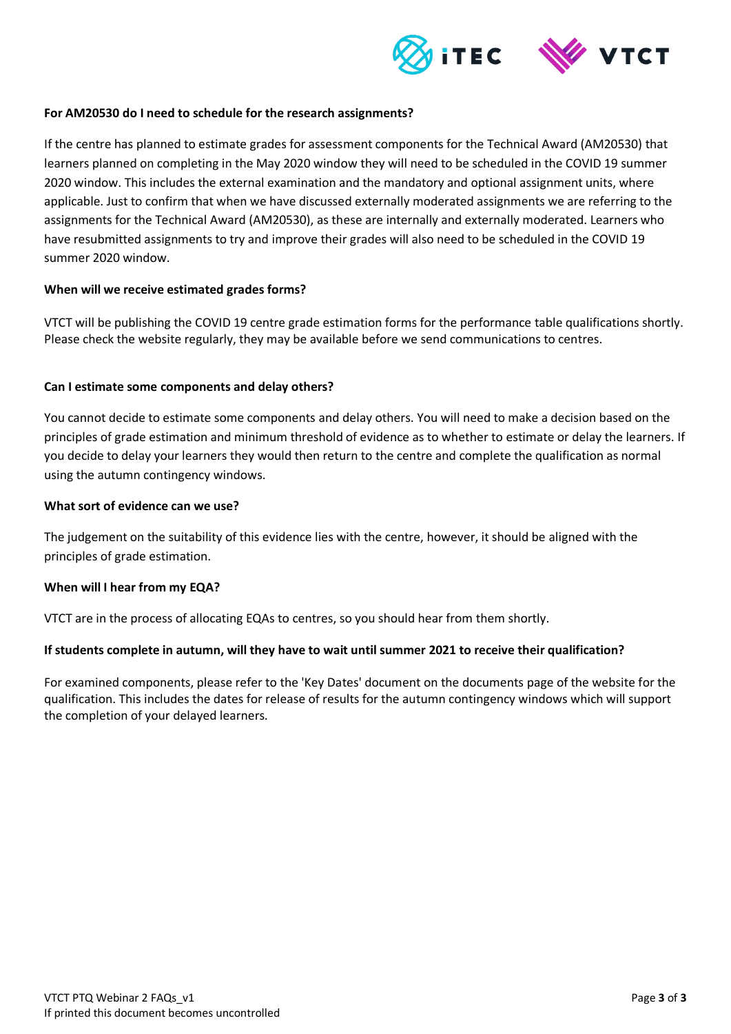**For AM20530 do I need to schedule for the research assignments?**

If the centre has planned to estimate grades for assessment components for the Technical Award (AM20530) that learners planned on completing in the May 2020 window they will need to be scheduled in the COVID 19 summer 2020 window. This includes the external examination and the mandatory and optional assignment units, where applicable. Just to confirm that when we have discussed externally moderated assignments we are referring to the assignments for the Technical Award (AM20530), as these are internally and externally moderated. Learners who have resubmitted assignments to try and improve their grades will also need to be scheduled in the COVID 19 summer 2020 window.

**When will we receive estimated grades forms?**

VTCT will be publishing the COVID 19 centre grade estimation forms for the performance table qualifications shortly. Please check the website regularly, they may be available before we send communications to centres.

**Can I estimate some components and delay others?**

You cannot decide to estimate some components and delay others. You will need to make a decision based on the principles of grade estimation and minimum threshold of evidence as to whether to estimate or delay the learners. If you decide to delay your learners they would then return to the centre and complete the qualification as normal using the autumn contingency windows.

**What sort of evidence can we use?**

The judgement on the suitability of this evidence lies with the centre, however, it should be aligned with the principles of grade estimation.

**When will I hear from my EQA?**

VTCT are in the process of allocating EQAs to centres, so you should hear from them shortly.

**If students complete in autumn, will they have to wait until summer 2021 to receive their qualification?**

For examined components, please refer to the 'Key Dates' document on the documents page of the website for the qualification. This includes the dates for release of results for the autumn contingency windows which will support the completion of your delayed learners.